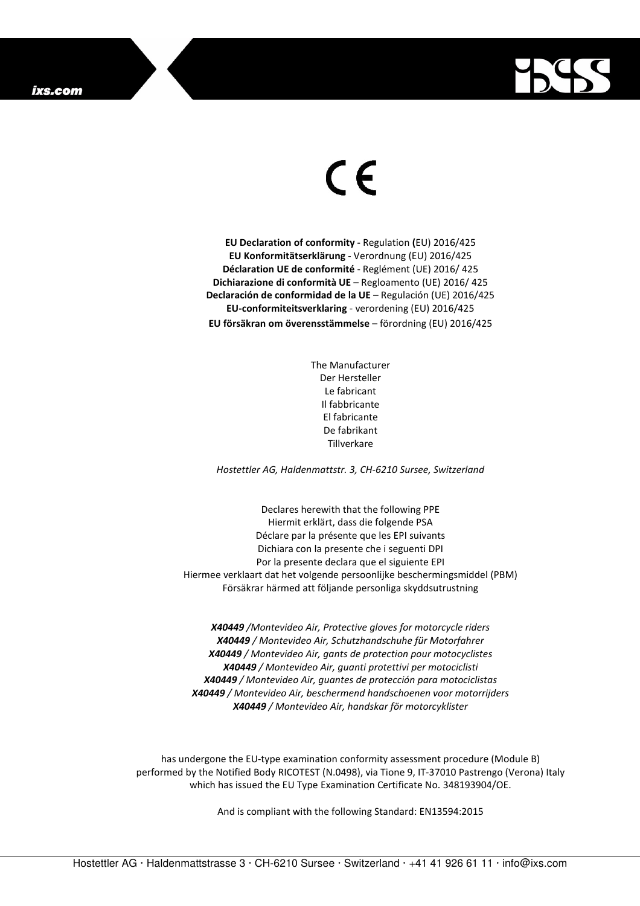CE

**EU Declaration of conformity -** Regulation **(**EU) 2016/425
**EU Konformitätserklärung** - Verordnung (EU) 2016/425
**Déclaration UE de conformité** - Reglément (UE) 2016/ 425
**Dichiarazione di conformità UE** – Regloamento (UE) 2016/ 425
**Declaración de conformidad de la UE** – Regulación (UE) 2016/425
**EU-conformiteitsverklaring** - verordening (EU) 2016/425
**EU försäkran om överensstämmelse** – förordning (EU) 2016/425

The Manufacturer
Der Hersteller
Le fabricant
Il fabbricante
El fabricante
De fabrikant
Tillverkare

*Hostettler AG, Haldenmattstr. 3, CH-6210 Sursee, Switzerland*

Declares herewith that the following PPE
Hiermit erklärt, dass die folgende PSA
Déclare par la présente que les EPI suivants
Dichiara con la presente che i seguenti DPI
Por la presente declara que el siguiente EPI
Hiermee verklaart dat het volgende persoonlijke beschermingsmiddel (PBM)
Försäkrar härmed att följande personliga skyddsutrustning

***X40449*** */Montevideo Air, Protective gloves for motorcycle riders*
***X40449*** */ Montevideo Air, Schutzhandschuhe für Motorfahrer*
***X40449*** */ Montevideo Air, gants de protection pour motocyclistes*
***X40449*** */ Montevideo Air, guanti protettivi per motociclisti*
***X40449*** */ Montevideo Air, guantes de protección para motociclistas*
***X40449*** */ Montevideo Air, beschermend handschoenen voor motorrijders*
***X40449*** */ Montevideo Air, handskar för motorcyklister*

has undergone the EU-type examination conformity assessment procedure (Module B) performed by the Notified Body RICOTEST (N.0498), via Tione 9, IT-37010 Pastrengo (Verona) Italy which has issued the EU Type Examination Certificate No. 348193904/OE.

And is compliant with the following Standard: EN13594:2015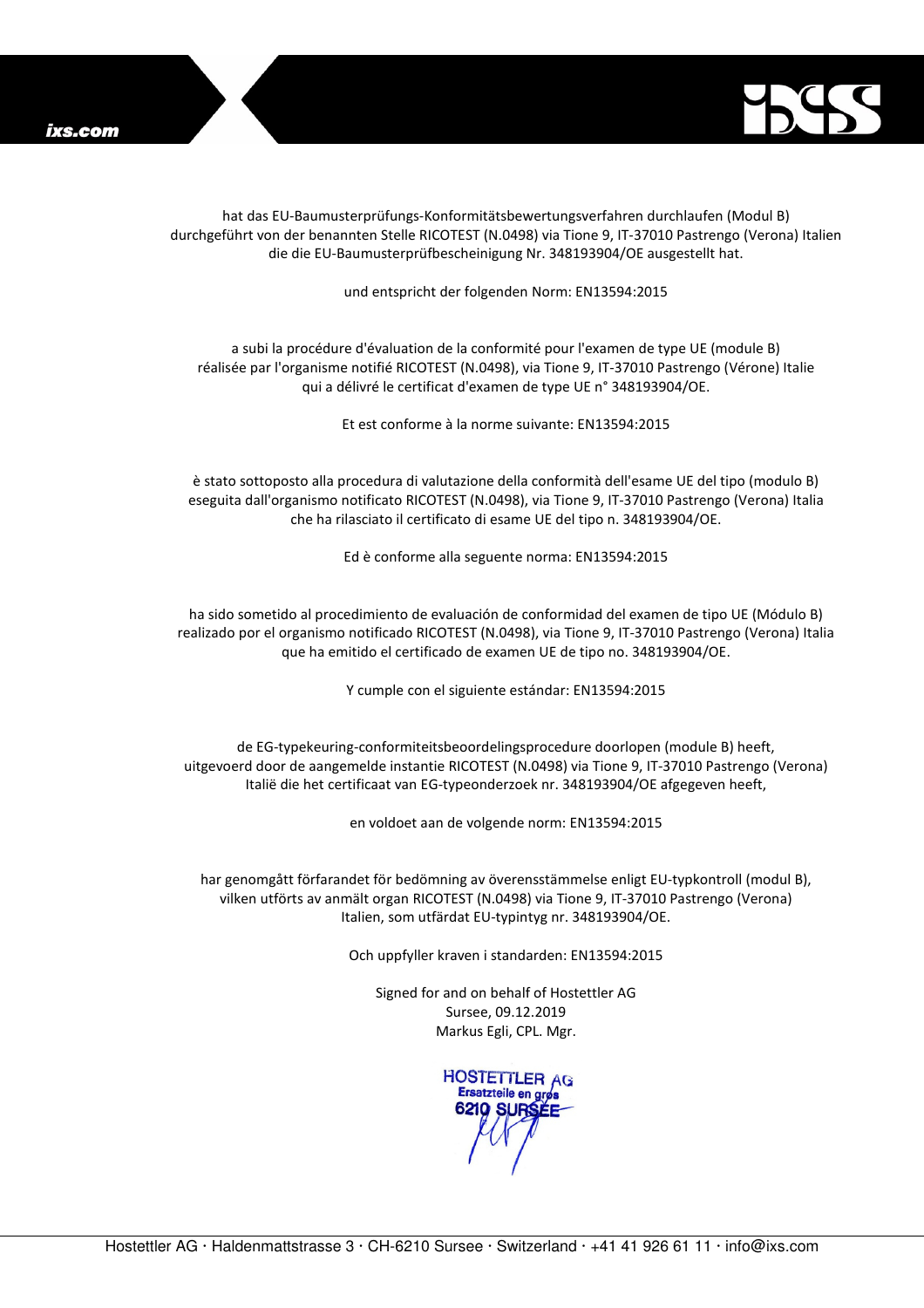hat das EU-Baumusterprüfungs-Konformitätsbewertungsverfahren durchlaufen (Modul B)
durchgeführt von der benannten Stelle RICOTEST (N.0498) via Tione 9, IT-37010 Pastrengo (Verona) Italien
die die EU-Baumusterprüfbescheinigung Nr. 348193904/OE ausgestellt hat.

und entspricht der folgenden Norm: EN13594:2015

a subi la procédure d'évaluation de la conformité pour l'examen de type UE (module B)
réalisée par l'organisme notifié RICOTEST (N.0498), via Tione 9, IT-37010 Pastrengo (Vérone) Italie
qui a délivré le certificat d'examen de type UE n° 348193904/OE.

Et est conforme à la norme suivante: EN13594:2015

è stato sottoposto alla procedura di valutazione della conformità dell'esame UE del tipo (modulo B)
eseguita dall'organismo notificato RICOTEST (N.0498), via Tione 9, IT-37010 Pastrengo (Verona) Italia
che ha rilasciato il certificato di esame UE del tipo n. 348193904/OE.

Ed è conforme alla seguente norma: EN13594:2015

ha sido sometido al procedimiento de evaluación de conformidad del examen de tipo UE (Módulo B)
realizado por el organismo notificado RICOTEST (N.0498), via Tione 9, IT-37010 Pastrengo (Verona) Italia
que ha emitido el certificado de examen UE de tipo no. 348193904/OE.

Y cumple con el siguiente estándar: EN13594:2015

de EG-typekeuring-conformiteitsbeoordelingsprocedure doorlopen (module B) heeft,
uitgevoerd door de aangemelde instantie RICOTEST (N.0498) via Tione 9, IT-37010 Pastrengo (Verona)
Italië die het certificaat van EG-typeonderzoek nr. 348193904/OE afgegeven heeft,

en voldoet aan de volgende norm: EN13594:2015

har genomgått förfarandet för bedömning av överensstämmelse enligt EU-typkontroll (modul B),
vilken utförts av anmält organ RICOTEST (N.0498) via Tione 9, IT-37010 Pastrengo (Verona)
Italien, som utfärdat EU-typintyg nr. 348193904/OE.

Och uppfyller kraven i standarden: EN13594:2015

Signed for and on behalf of Hostettler AG
Sursee, 09.12.2019
Markus Egli, CPL. Mgr.

HOSTETTLER AG
Ersatzteile en gros
6210 SURSEE

Hostettler AG · Haldenmattstrasse 3 · CH-6210 Sursee · Switzerland · +41 41 926 61 11 · info@ixs.com